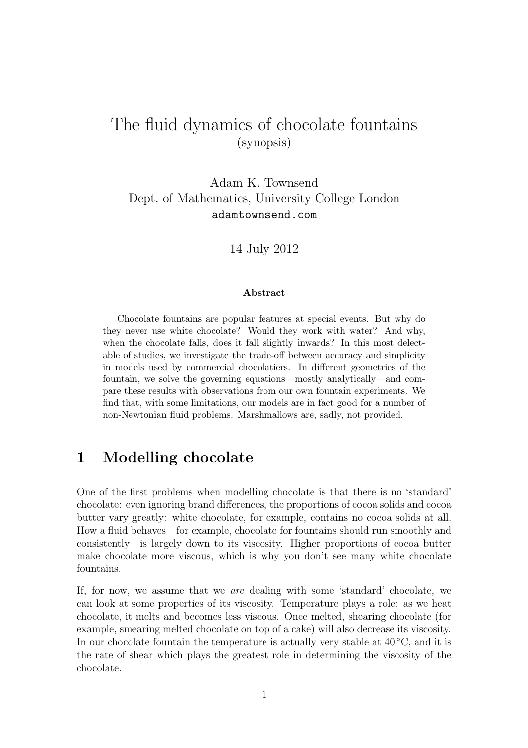# The fluid dynamics of chocolate fountains

(synopsis)

Adam K. Townsend
Dept. of Mathematics, University College London
adamtownsend.com

14 July 2012

### Abstract

Chocolate fountains are popular features at special events. But why do they never use white chocolate? Would they work with water? And why, when the chocolate falls, does it fall slightly inwards? In this most delectable of studies, we investigate the trade-off between accuracy and simplicity in models used by commercial chocolatiers. In different geometries of the fountain, we solve the governing equations—mostly analytically—and compare these results with observations from our own fountain experiments. We find that, with some limitations, our models are in fact good for a number of non-Newtonian fluid problems. Marshmallows are, sadly, not provided.

## 1 Modelling chocolate

One of the first problems when modelling chocolate is that there is no 'standard' chocolate: even ignoring brand differences, the proportions of cocoa solids and cocoa butter vary greatly: white chocolate, for example, contains no cocoa solids at all. How a fluid behaves—for example, chocolate for fountains should run smoothly and consistently—is largely down to its viscosity. Higher proportions of cocoa butter make chocolate more viscous, which is why you don't see many white chocolate fountains.

If, for now, we assume that we *are* dealing with some 'standard' chocolate, we can look at some properties of its viscosity. Temperature plays a role: as we heat chocolate, it melts and becomes less viscous. Once melted, shearing chocolate (for example, smearing melted chocolate on top of a cake) will also decrease its viscosity. In our chocolate fountain the temperature is actually very stable at 40 °C, and it is the rate of shear which plays the greatest role in determining the viscosity of the chocolate.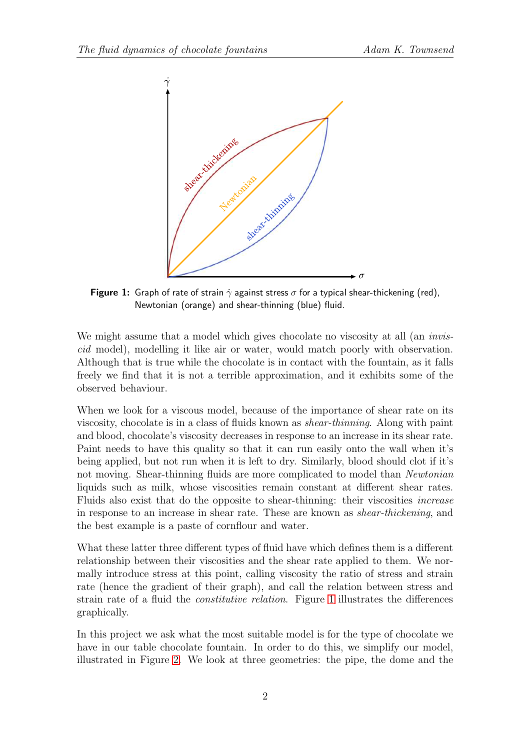**Figure 1:** Graph of rate of strain $\dot{\gamma}$ against stress $\sigma$ for a typical shear-thickening (red), Newtonian (orange) and shear-thinning (blue) fluid.

We might assume that a model which gives chocolate no viscosity at all (an *inviscid* model), modelling it like air or water, would match poorly with observation. Although that is true while the chocolate is in contact with the fountain, as it falls freely we find that it is not a terrible approximation, and it exhibits some of the observed behaviour.

When we look for a viscous model, because of the importance of shear rate on its viscosity, chocolate is in a class of fluids known as *shear-thinning*. Along with paint and blood, chocolate's viscosity decreases in response to an increase in its shear rate. Paint needs to have this quality so that it can run easily onto the wall when it's being applied, but not run when it is left to dry. Similarly, blood should clot if it's not moving. Shear-thinning fluids are more complicated to model than *Newtonian* liquids such as milk, whose viscosities remain constant at different shear rates. Fluids also exist that do the opposite to shear-thinning: their viscosities *increase* in response to an increase in shear rate. These are known as *shear-thickening*, and the best example is a paste of cornflour and water.

What these latter three different types of fluid have which defines them is a different relationship between their viscosities and the shear rate applied to them. We normally introduce stress at this point, calling viscosity the ratio of stress and strain rate (hence the gradient of their graph), and call the relation between stress and strain rate of a fluid the *constitutive relation*. Figure 1 illustrates the differences graphically.

In this project we ask what the most suitable model is for the type of chocolate we have in our table chocolate fountain. In order to do this, we simplify our model, illustrated in Figure 2. We look at three geometries: the pipe, the dome and the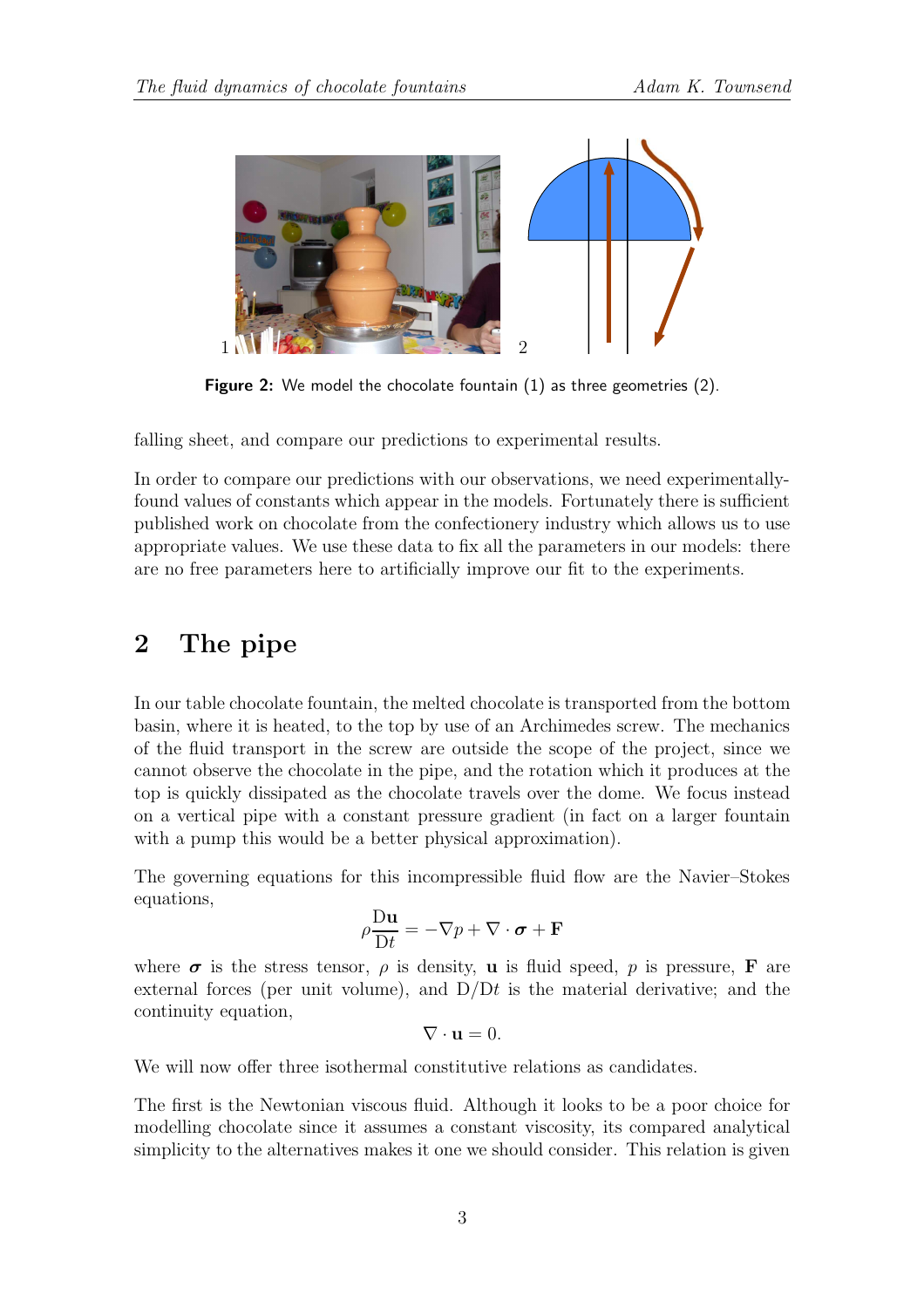Figure 2: We model the chocolate fountain (1) as three geometries (2).

falling sheet, and compare our predictions to experimental results.

In order to compare our predictions with our observations, we need experimentally-found values of constants which appear in the models. Fortunately there is sufficient published work on chocolate from the confectionery industry which allows us to use appropriate values. We use these data to fix all the parameters in our models: there are no free parameters here to artificially improve our fit to the experiments.

## 2 The pipe

In our table chocolate fountain, the melted chocolate is transported from the bottom basin, where it is heated, to the top by use of an Archimedes screw. The mechanics of the fluid transport in the screw are outside the scope of the project, since we cannot observe the chocolate in the pipe, and the rotation which it produces at the top is quickly dissipated as the chocolate travels over the dome. We focus instead on a vertical pipe with a constant pressure gradient (in fact on a larger fountain with a pump this would be a better physical approximation).

The governing equations for this incompressible fluid flow are the Navier–Stokes equations,

$$\rho \frac{\mathrm{D}\mathbf{u}}{\mathrm{D}t} = -\nabla p + \nabla \cdot \boldsymbol{\sigma} + \mathbf{F}$$

where $\boldsymbol{\sigma}$ is the stress tensor, $\rho$ is density, $\mathbf{u}$ is fluid speed, $p$ is pressure, $\mathbf{F}$ are external forces (per unit volume), and $\mathrm{D}/\mathrm{D}t$ is the material derivative; and the continuity equation,

$$\nabla \cdot \mathbf{u} = 0.$$

We will now offer three isothermal constitutive relations as candidates.

The first is the Newtonian viscous fluid. Although it looks to be a poor choice for modelling chocolate since it assumes a constant viscosity, its compared analytical simplicity to the alternatives makes it one we should consider. This relation is given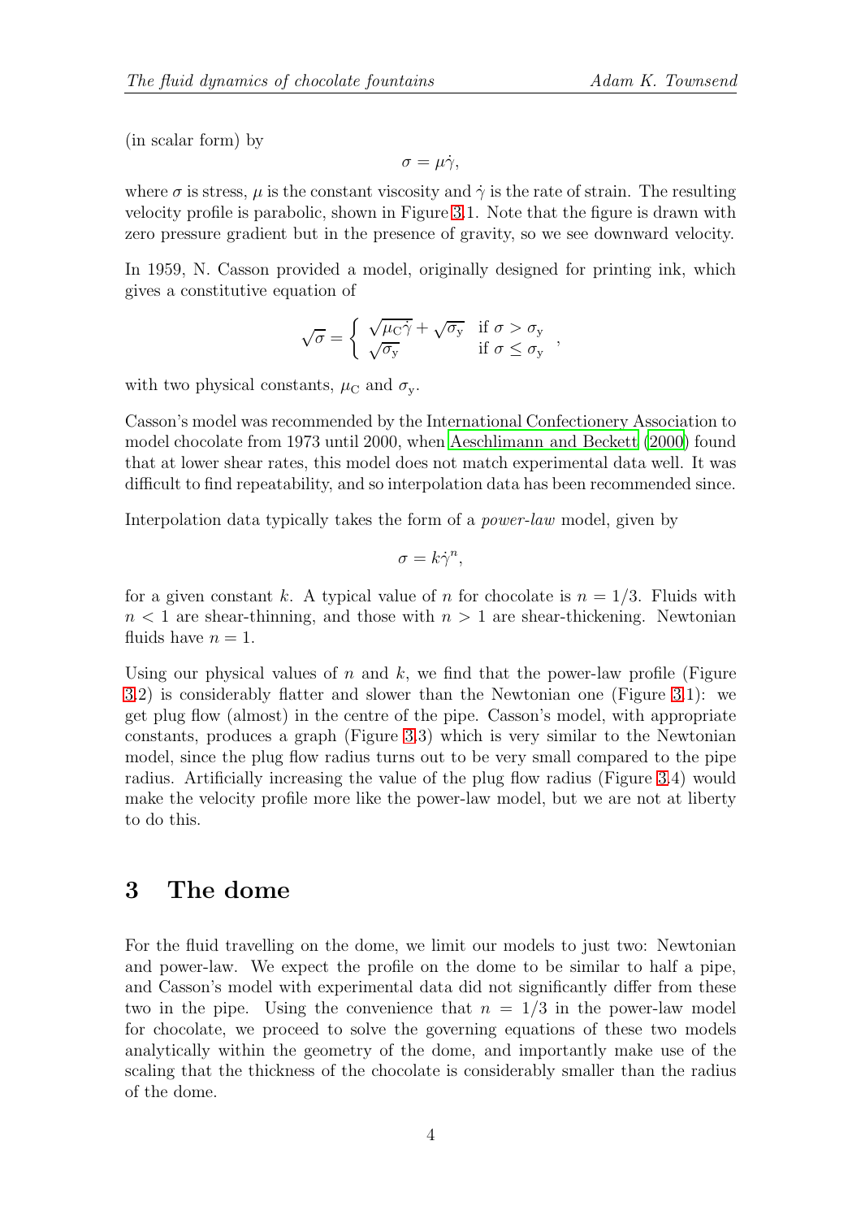(in scalar form) by

$$\sigma = \mu\dot{\gamma},$$

where $\sigma$ is stress, $\mu$ is the constant viscosity and $\dot{\gamma}$ is the rate of strain. The resulting velocity profile is parabolic, shown in Figure 3.1. Note that the figure is drawn with zero pressure gradient but in the presence of gravity, so we see downward velocity.

In 1959, N. Casson provided a model, originally designed for printing ink, which gives a constitutive equation of

$$\sqrt{\sigma} = \begin{cases} \sqrt{\mu_{\mathrm{C}}\dot{\gamma}} + \sqrt{\sigma_{\mathrm{y}}} & \text{if } \sigma > \sigma_{\mathrm{y}} \\ \sqrt{\sigma_{\mathrm{y}}} & \text{if } \sigma \leq \sigma_{\mathrm{y}} \end{cases},$$

with two physical constants, $\mu_{\mathrm{C}}$ and $\sigma_{\mathrm{y}}$.

Casson's model was recommended by the International Confectionery Association to model chocolate from 1973 until 2000, when Aeschlimann and Beckett (2000) found that at lower shear rates, this model does not match experimental data well. It was difficult to find repeatability, and so interpolation data has been recommended since.

Interpolation data typically takes the form of a *power-law* model, given by

$$\sigma = k\dot{\gamma}^n,$$

for a given constant $k$. A typical value of $n$ for chocolate is $n = 1/3$. Fluids with $n < 1$ are shear-thinning, and those with $n > 1$ are shear-thickening. Newtonian fluids have $n = 1$.

Using our physical values of $n$ and $k$, we find that the power-law profile (Figure 3.2) is considerably flatter and slower than the Newtonian one (Figure 3.1): we get plug flow (almost) in the centre of the pipe. Casson's model, with appropriate constants, produces a graph (Figure 3.3) which is very similar to the Newtonian model, since the plug flow radius turns out to be very small compared to the pipe radius. Artificially increasing the value of the plug flow radius (Figure 3.4) would make the velocity profile more like the power-law model, but we are not at liberty to do this.

# 3 The dome

For the fluid travelling on the dome, we limit our models to just two: Newtonian and power-law. We expect the profile on the dome to be similar to half a pipe, and Casson's model with experimental data did not significantly differ from these two in the pipe. Using the convenience that $n = 1/3$ in the power-law model for chocolate, we proceed to solve the governing equations of these two models analytically within the geometry of the dome, and importantly make use of the scaling that the thickness of the chocolate is considerably smaller than the radius of the dome.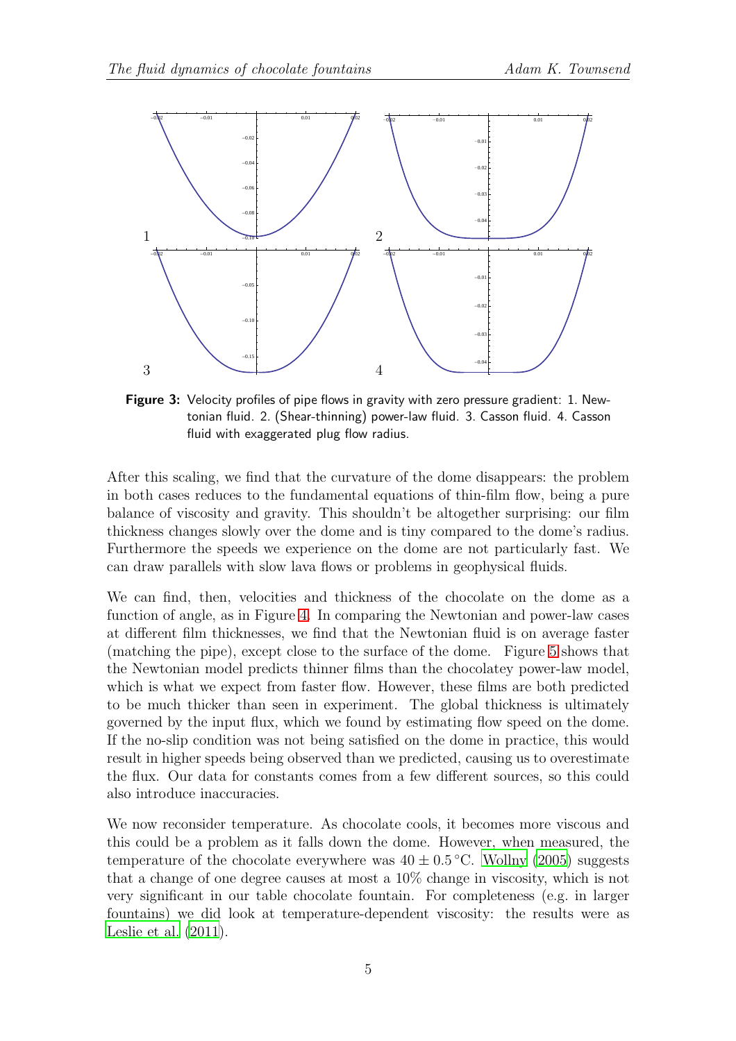**Figure 3:** Velocity profiles of pipe flows in gravity with zero pressure gradient: 1. Newtonian fluid. 2. (Shear-thinning) power-law fluid. 3. Casson fluid. 4. Casson fluid with exaggerated plug flow radius.

After this scaling, we find that the curvature of the dome disappears: the problem in both cases reduces to the fundamental equations of thin-film flow, being a pure balance of viscosity and gravity. This shouldn't be altogether surprising: our film thickness changes slowly over the dome and is tiny compared to the dome's radius. Furthermore the speeds we experience on the dome are not particularly fast. We can draw parallels with slow lava flows or problems in geophysical fluids.

We can find, then, velocities and thickness of the chocolate on the dome as a function of angle, as in Figure 4. In comparing the Newtonian and power-law cases at different film thicknesses, we find that the Newtonian fluid is on average faster (matching the pipe), except close to the surface of the dome. Figure 5 shows that the Newtonian model predicts thinner films than the chocolatey power-law model, which is what we expect from faster flow. However, these films are both predicted to be much thicker than seen in experiment. The global thickness is ultimately governed by the input flux, which we found by estimating flow speed on the dome. If the no-slip condition was not being satisfied on the dome in practice, this would result in higher speeds being observed than we predicted, causing us to overestimate the flux. Our data for constants comes from a few different sources, so this could also introduce inaccuracies.

We now reconsider temperature. As chocolate cools, it becomes more viscous and this could be a problem as it falls down the dome. However, when measured, the temperature of the chocolate everywhere was $40 \pm 0.5\,^{\circ}\mathrm{C}$. Wollny (2005) suggests that a change of one degree causes at most a 10% change in viscosity, which is not very significant in our table chocolate fountain. For completeness (e.g. in larger fountains) we did look at temperature-dependent viscosity: the results were as Leslie et al. (2011).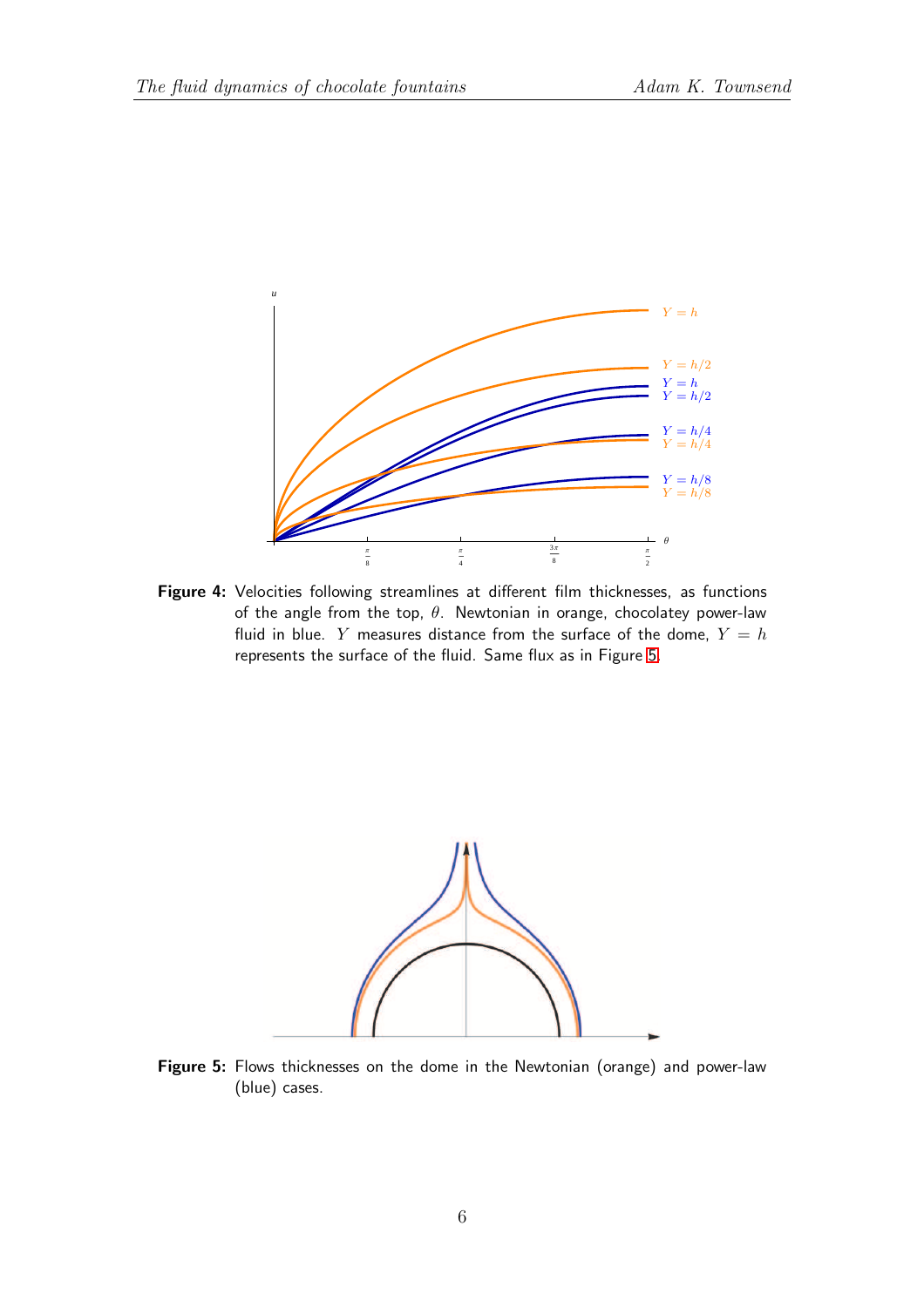**Figure 4:** Velocities following streamlines at different film thicknesses, as functions of the angle from the top, $\theta$. Newtonian in orange, chocolatey power-law fluid in blue. $Y$ measures distance from the surface of the dome, $Y = h$ represents the surface of the fluid. Same flux as in Figure 5.

**Figure 5:** Flows thicknesses on the dome in the Newtonian (orange) and power-law (blue) cases.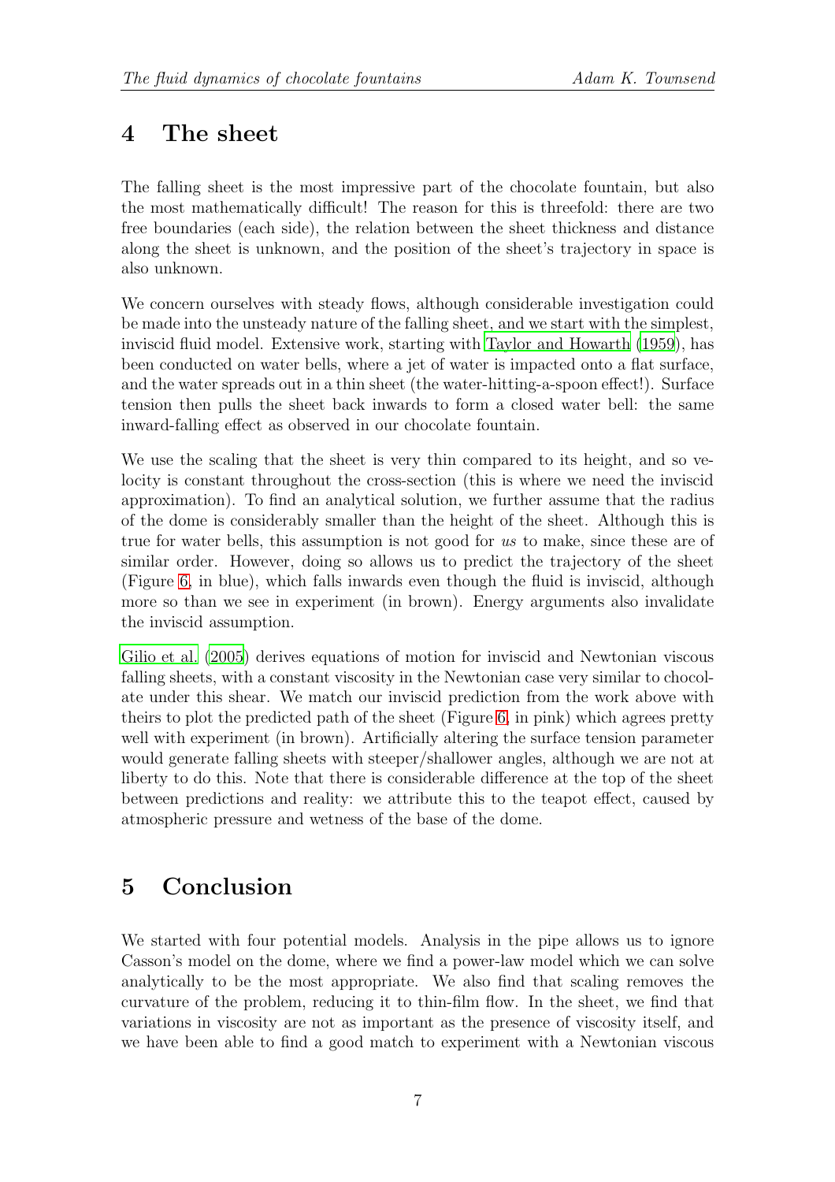## 4 The sheet

The falling sheet is the most impressive part of the chocolate fountain, but also the most mathematically difficult! The reason for this is threefold: there are two free boundaries (each side), the relation between the sheet thickness and distance along the sheet is unknown, and the position of the sheet's trajectory in space is also unknown.

We concern ourselves with steady flows, although considerable investigation could be made into the unsteady nature of the falling sheet, and we start with the simplest, inviscid fluid model. Extensive work, starting with Taylor and Howarth (1959), has been conducted on water bells, where a jet of water is impacted onto a flat surface, and the water spreads out in a thin sheet (the water-hitting-a-spoon effect!). Surface tension then pulls the sheet back inwards to form a closed water bell: the same inward-falling effect as observed in our chocolate fountain.

We use the scaling that the sheet is very thin compared to its height, and so velocity is constant throughout the cross-section (this is where we need the inviscid approximation). To find an analytical solution, we further assume that the radius of the dome is considerably smaller than the height of the sheet. Although this is true for water bells, this assumption is not good for *us* to make, since these are of similar order. However, doing so allows us to predict the trajectory of the sheet (Figure 6, in blue), which falls inwards even though the fluid is inviscid, although more so than we see in experiment (in brown). Energy arguments also invalidate the inviscid assumption.

Gilio et al. (2005) derives equations of motion for inviscid and Newtonian viscous falling sheets, with a constant viscosity in the Newtonian case very similar to chocolate under this shear. We match our inviscid prediction from the work above with theirs to plot the predicted path of the sheet (Figure 6, in pink) which agrees pretty well with experiment (in brown). Artificially altering the surface tension parameter would generate falling sheets with steeper/shallower angles, although we are not at liberty to do this. Note that there is considerable difference at the top of the sheet between predictions and reality: we attribute this to the teapot effect, caused by atmospheric pressure and wetness of the base of the dome.

## 5 Conclusion

We started with four potential models. Analysis in the pipe allows us to ignore Casson's model on the dome, where we find a power-law model which we can solve analytically to be the most appropriate. We also find that scaling removes the curvature of the problem, reducing it to thin-film flow. In the sheet, we find that variations in viscosity are not as important as the presence of viscosity itself, and we have been able to find a good match to experiment with a Newtonian viscous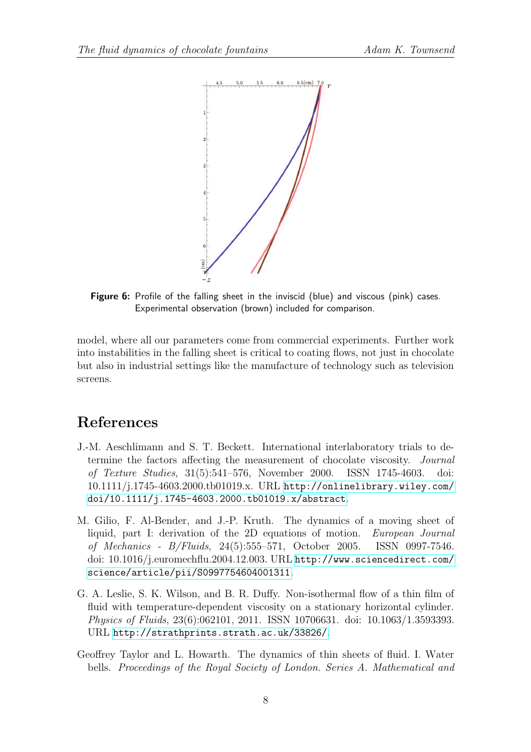**Figure 6:** Profile of the falling sheet in the inviscid (blue) and viscous (pink) cases. Experimental observation (brown) included for comparison.

model, where all our parameters come from commercial experiments. Further work into instabilities in the falling sheet is critical to coating flows, not just in chocolate but also in industrial settings like the manufacture of technology such as television screens.

## References

J.-M. Aeschlimann and S. T. Beckett. International interlaboratory trials to determine the factors affecting the measurement of chocolate viscosity. *Journal of Texture Studies*, 31(5):541–576, November 2000. ISSN 1745-4603. doi: 10.1111/j.1745-4603.2000.tb01019.x. URL `http://onlinelibrary.wiley.com/doi/10.1111/j.1745-4603.2000.tb01019.x/abstract`.

M. Gilio, F. Al-Bender, and J.-P. Kruth. The dynamics of a moving sheet of liquid, part I: derivation of the 2D equations of motion. *European Journal of Mechanics - B/Fluids*, 24(5):555–571, October 2005. ISSN 0997-7546. doi: 10.1016/j.euromechflu.2004.12.003. URL `http://www.sciencedirect.com/science/article/pii/S0997754604001311`.

G. A. Leslie, S. K. Wilson, and B. R. Duffy. Non-isothermal flow of a thin film of fluid with temperature-dependent viscosity on a stationary horizontal cylinder. *Physics of Fluids*, 23(6):062101, 2011. ISSN 10706631. doi: 10.1063/1.3593393. URL `http://strathprints.strath.ac.uk/33826/`.

Geoffrey Taylor and L. Howarth. The dynamics of thin sheets of fluid. I. Water bells. *Proceedings of the Royal Society of London. Series A. Mathematical and*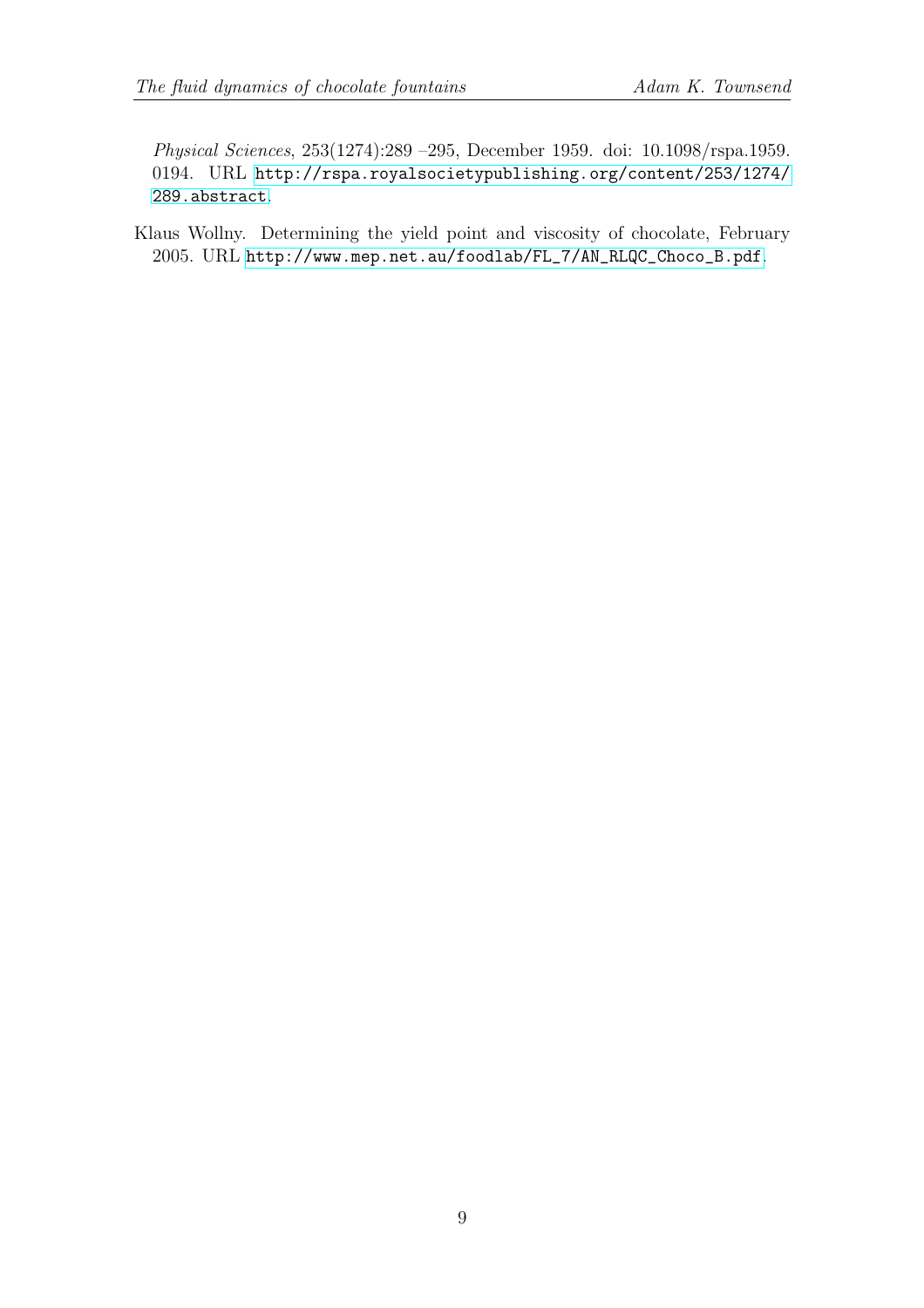*Physical Sciences*, 253(1274):289 –295, December 1959. doi: 10.1098/rspa.1959.0194. URL http://rspa.royalsocietypublishing.org/content/253/1274/289.abstract.

Klaus Wollny. Determining the yield point and viscosity of chocolate, February 2005. URL http://www.mep.net.au/foodlab/FL_7/AN_RLQC_Choco_B.pdf.